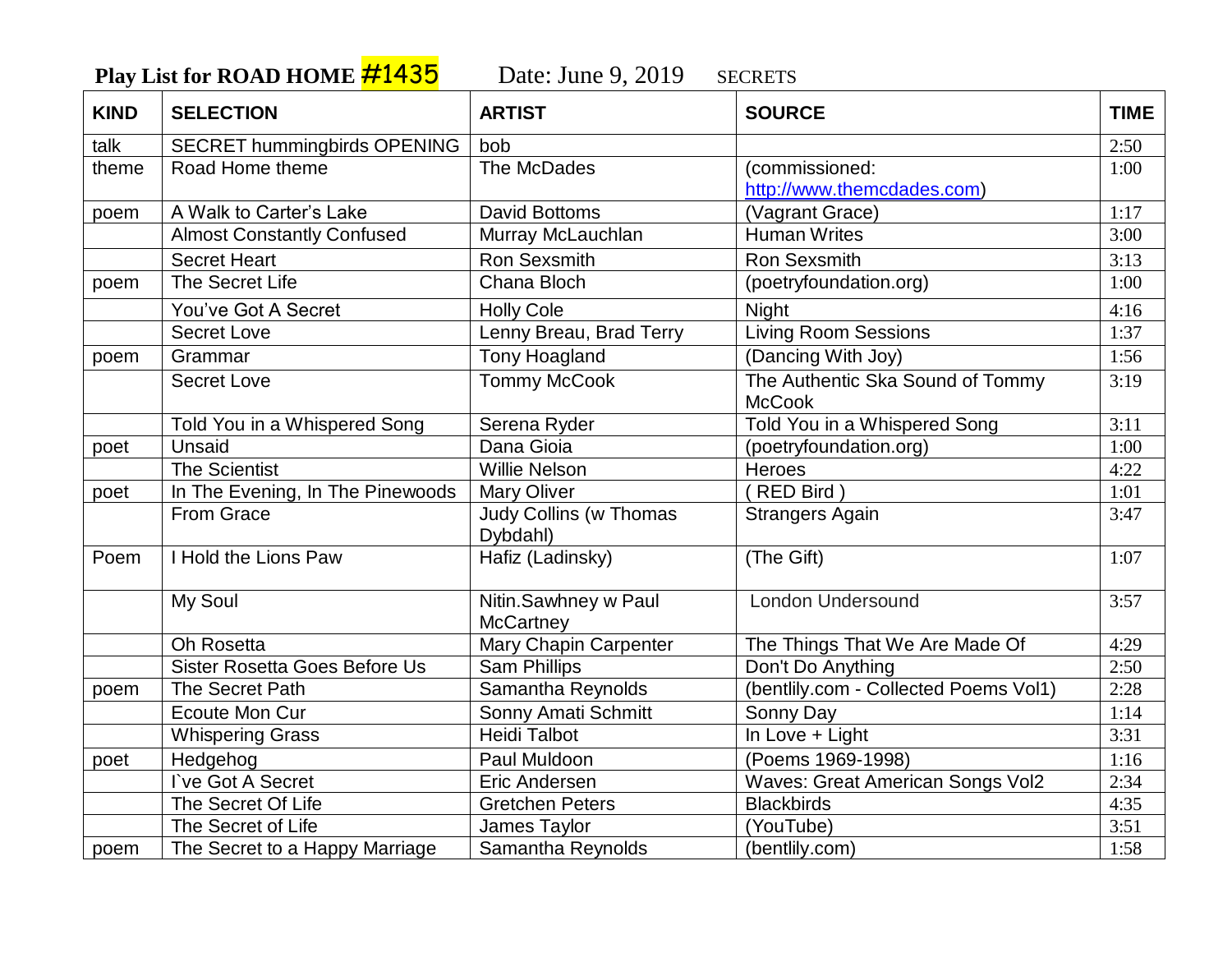**Play List for ROAD HOME #1435** Date: June 9, 2019 SECRETS

| KIND | SELECTION | ARTIST | SOURCE | TIME |
|---|---|---|---|---|
| talk | SECRET hummingbirds OPENING | bob | | 2:50 |
| theme | Road Home theme | The McDades | (commissioned: http://www.themcdades.com) | 1:00 |
| poem | A Walk to Carter's Lake | David Bottoms | (Vagrant Grace) | 1:17 |
| | Almost Constantly Confused | Murray McLauchlan | Human Writes | 3:00 |
| | Secret Heart | Ron Sexsmith | Ron Sexsmith | 3:13 |
| poem | The Secret Life | Chana Bloch | (poetryfoundation.org) | 1:00 |
| | You've Got A Secret | Holly Cole | Night | 4:16 |
| | Secret Love | Lenny Breau, Brad Terry | Living Room Sessions | 1:37 |
| poem | Grammar | Tony Hoagland | (Dancing With Joy) | 1:56 |
| | Secret Love | Tommy McCook | The Authentic Ska Sound of Tommy McCook | 3:19 |
| | Told You in a Whispered Song | Serena Ryder | Told You in a Whispered Song | 3:11 |
| poet | Unsaid | Dana Gioia | (poetryfoundation.org) | 1:00 |
| | The Scientist | Willie Nelson | Heroes | 4:22 |
| poet | In The Evening, In The Pinewoods | Mary Oliver | ( RED Bird ) | 1:01 |
| | From Grace | Judy Collins (w Thomas Dybdahl) | Strangers Again | 3:47 |
| Poem | I Hold the Lions Paw | Hafiz (Ladinsky) | (The Gift) | 1:07 |
| | My Soul | Nitin.Sawhney w Paul McCartney | London Undersound | 3:57 |
| | Oh Rosetta | Mary Chapin Carpenter | The Things That We Are Made Of | 4:29 |
| | Sister Rosetta Goes Before Us | Sam Phillips | Don't Do Anything | 2:50 |
| poem | The Secret Path | Samantha Reynolds | (bentlily.com - Collected Poems Vol1) | 2:28 |
| | Ecoute Mon Cur | Sonny Amati Schmitt | Sonny Day | 1:14 |
| | Whispering Grass | Heidi Talbot | In Love + Light | 3:31 |
| poet | Hedgehog | Paul Muldoon | (Poems 1969-1998) | 1:16 |
| | I`ve Got A Secret | Eric Andersen | Waves: Great American Songs Vol2 | 2:34 |
| | The Secret Of Life | Gretchen Peters | Blackbirds | 4:35 |
| | The Secret of Life | James Taylor | (YouTube) | 3:51 |
| poem | The Secret to a Happy Marriage | Samantha Reynolds | (bentlily.com) | 1:58 |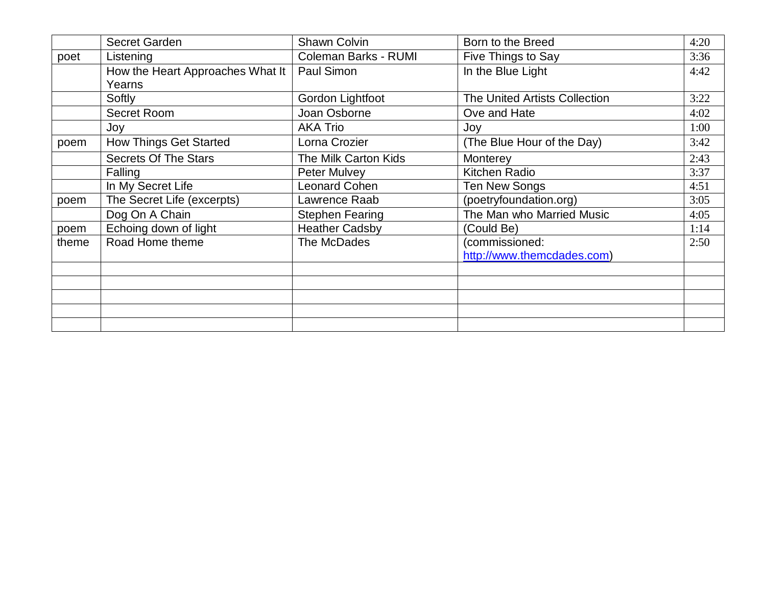| | | | | |
|---|---|---|---|---|
| | Secret Garden | Shawn Colvin | Born to the Breed | 4:20 |
| poet | Listening | Coleman Barks - RUMI | Five Things to Say | 3:36 |
| | How the Heart Approaches What It Yearns | Paul Simon | In the Blue Light | 4:42 |
| | Softly | Gordon Lightfoot | The United Artists Collection | 3:22 |
| | Secret Room | Joan Osborne | Ove and Hate | 4:02 |
| | Joy | AKA Trio | Joy | 1:00 |
| poem | How Things Get Started | Lorna Crozier | (The Blue Hour of the Day) | 3:42 |
| | Secrets Of The Stars | The Milk Carton Kids | Monterey | 2:43 |
| | Falling | Peter Mulvey | Kitchen Radio | 3:37 |
| | In My Secret Life | Leonard Cohen | Ten New Songs | 4:51 |
| poem | The Secret Life (excerpts) | Lawrence Raab | (poetryfoundation.org) | 3:05 |
| | Dog On A Chain | Stephen Fearing | The Man who Married Music | 4:05 |
| poem | Echoing down of light | Heather Cadsby | (Could Be) | 1:14 |
| theme | Road Home theme | The McDades | (commissioned: http://www.themcdades.com) | 2:50 |
| | | | | |
| | | | | |
| | | | | |
| | | | | |
| | | | | |